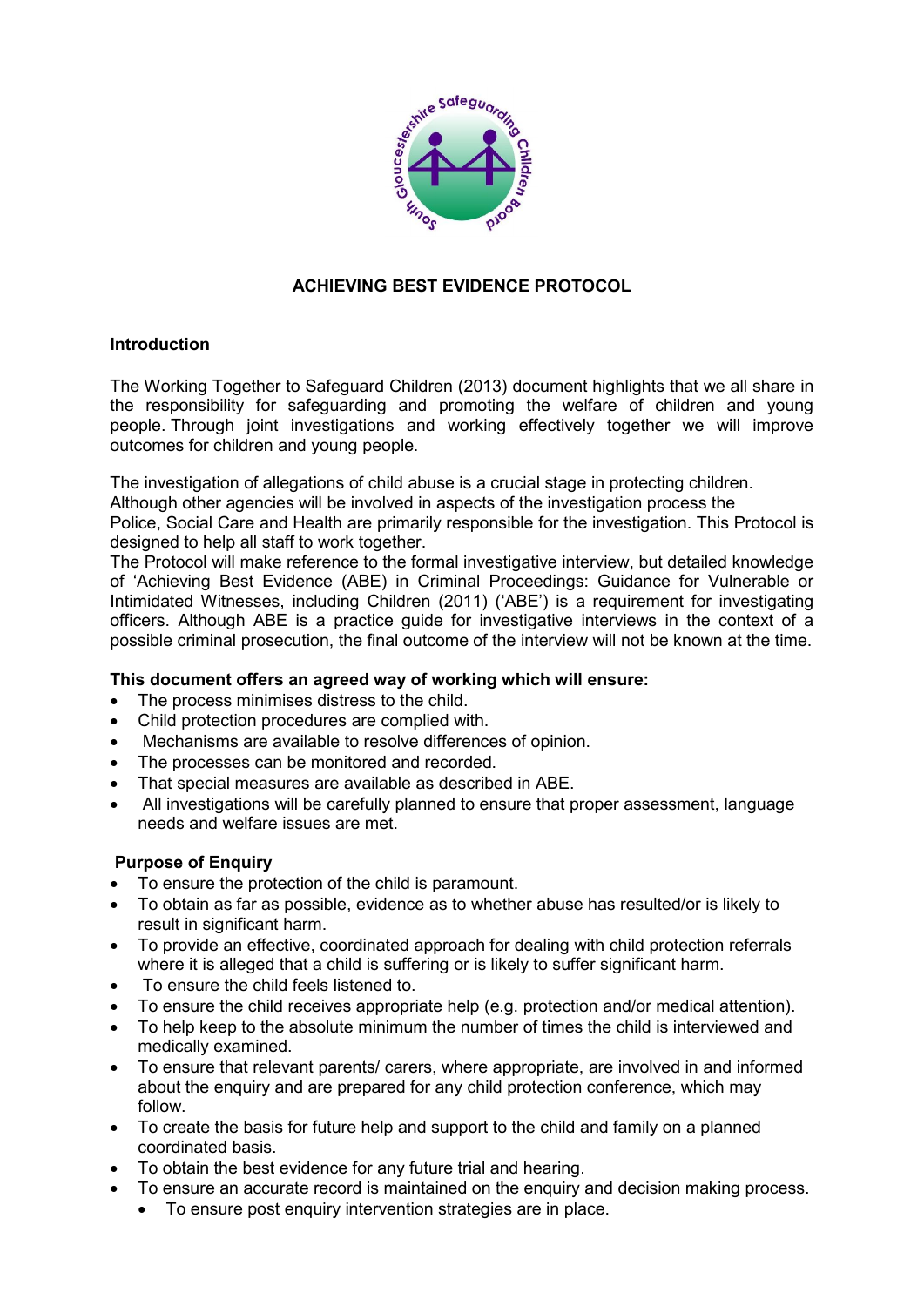# ACHIEVING BEST EVIDENCE PROTOCOL

## Introduction

The Working Together to Safeguard Children (2013) document highlights that we all share in the responsibility for safeguarding and promoting the welfare of children and young people. Through joint investigations and working effectively together we will improve outcomes for children and young people.

The investigation of allegations of child abuse is a crucial stage in protecting children. Although other agencies will be involved in aspects of the investigation process the Police, Social Care and Health are primarily responsible for the investigation. This Protocol is designed to help all staff to work together.

The Protocol will make reference to the formal investigative interview, but detailed knowledge of 'Achieving Best Evidence (ABE) in Criminal Proceedings: Guidance for Vulnerable or Intimidated Witnesses, including Children (2011) ('ABE') is a requirement for investigating officers. Although ABE is a practice guide for investigative interviews in the context of a possible criminal prosecution, the final outcome of the interview will not be known at the time.

**This document offers an agreed way of working which will ensure:**

- The process minimises distress to the child.
- Child protection procedures are complied with.
- Mechanisms are available to resolve differences of opinion.
- The processes can be monitored and recorded.
- That special measures are available as described in ABE.
- All investigations will be carefully planned to ensure that proper assessment, language needs and welfare issues are met.

## Purpose of Enquiry

- To ensure the protection of the child is paramount.
- To obtain as far as possible, evidence as to whether abuse has resulted/or is likely to result in significant harm.
- To provide an effective, coordinated approach for dealing with child protection referrals where it is alleged that a child is suffering or is likely to suffer significant harm.
- To ensure the child feels listened to.
- To ensure the child receives appropriate help (e.g. protection and/or medical attention).
- To help keep to the absolute minimum the number of times the child is interviewed and medically examined.
- To ensure that relevant parents/ carers, where appropriate, are involved in and informed about the enquiry and are prepared for any child protection conference, which may follow.
- To create the basis for future help and support to the child and family on a planned coordinated basis.
- To obtain the best evidence for any future trial and hearing.
- To ensure an accurate record is maintained on the enquiry and decision making process.
  - To ensure post enquiry intervention strategies are in place.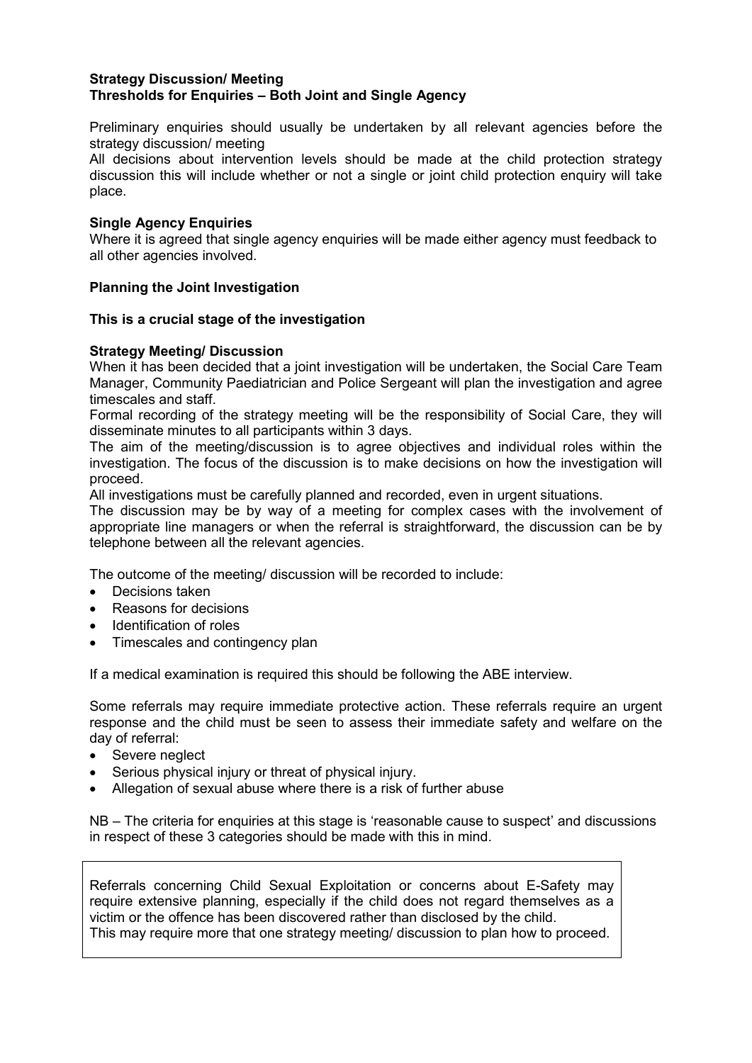**Strategy Discussion/ Meeting**
**Thresholds for Enquiries – Both Joint and Single Agency**

Preliminary enquiries should usually be undertaken by all relevant agencies before the strategy discussion/ meeting
All decisions about intervention levels should be made at the child protection strategy discussion this will include whether or not a single or joint child protection enquiry will take place.

**Single Agency Enquiries**
Where it is agreed that single agency enquiries will be made either agency must feedback to all other agencies involved.

**Planning the Joint Investigation**

**This is a crucial stage of the investigation**

**Strategy Meeting/ Discussion**
When it has been decided that a joint investigation will be undertaken, the Social Care Team Manager, Community Paediatrician and Police Sergeant will plan the investigation and agree timescales and staff.
Formal recording of the strategy meeting will be the responsibility of Social Care, they will disseminate minutes to all participants within 3 days.
The aim of the meeting/discussion is to agree objectives and individual roles within the investigation. The focus of the discussion is to make decisions on how the investigation will proceed.
All investigations must be carefully planned and recorded, even in urgent situations.
The discussion may be by way of a meeting for complex cases with the involvement of appropriate line managers or when the referral is straightforward, the discussion can be by telephone between all the relevant agencies.

The outcome of the meeting/ discussion will be recorded to include:

- Decisions taken
- Reasons for decisions
- Identification of roles
- Timescales and contingency plan

If a medical examination is required this should be following the ABE interview.

Some referrals may require immediate protective action. These referrals require an urgent response and the child must be seen to assess their immediate safety and welfare on the day of referral:

- Severe neglect
- Serious physical injury or threat of physical injury.
- Allegation of sexual abuse where there is a risk of further abuse

NB – The criteria for enquiries at this stage is 'reasonable cause to suspect' and discussions in respect of these 3 categories should be made with this in mind.

Referrals concerning Child Sexual Exploitation or concerns about E-Safety may require extensive planning, especially if the child does not regard themselves as a victim or the offence has been discovered rather than disclosed by the child.
This may require more that one strategy meeting/ discussion to plan how to proceed.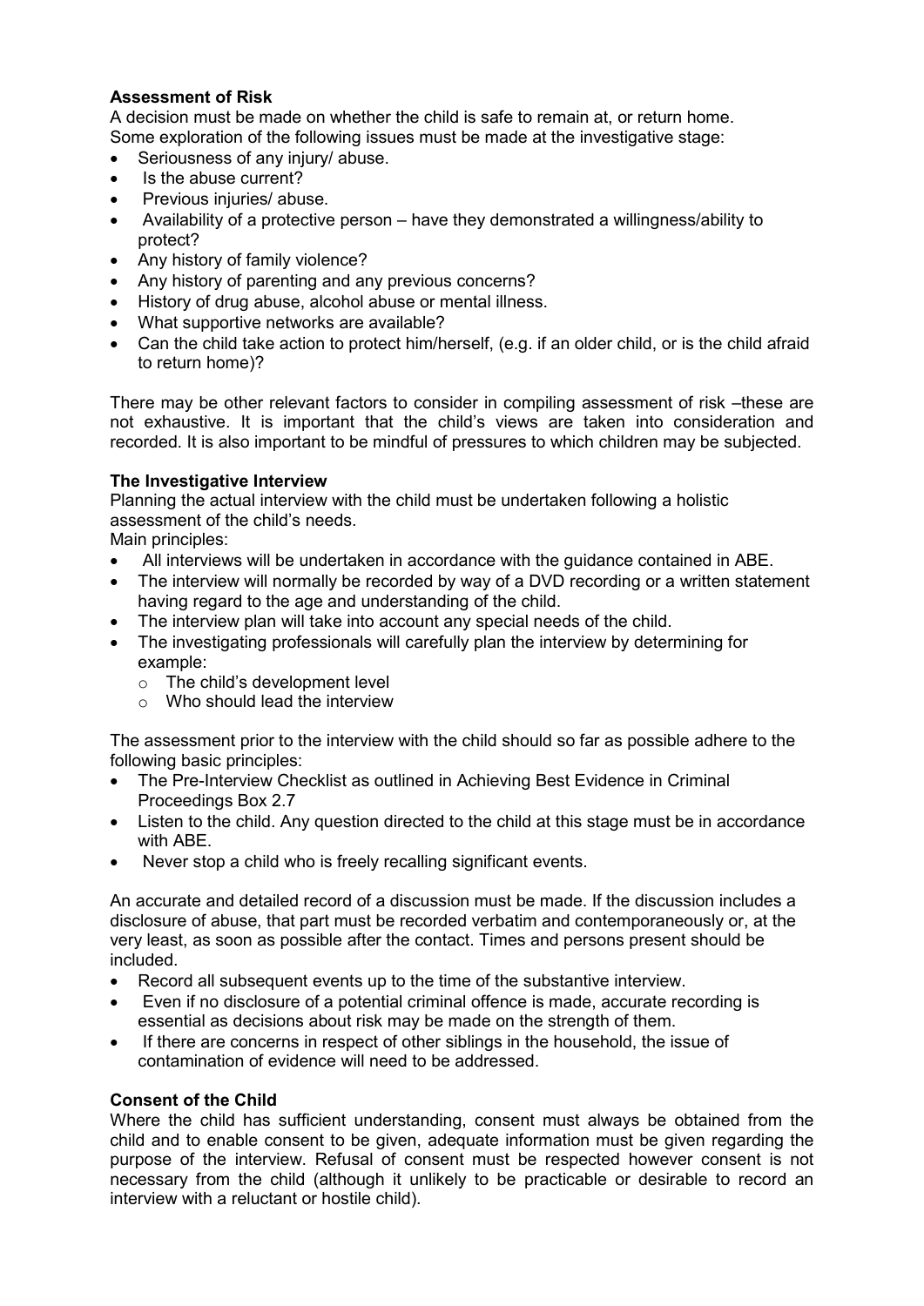**Assessment of Risk**

A decision must be made on whether the child is safe to remain at, or return home.
Some exploration of the following issues must be made at the investigative stage:

- Seriousness of any injury/ abuse.
- Is the abuse current?
- Previous injuries/ abuse.
- Availability of a protective person – have they demonstrated a willingness/ability to protect?
- Any history of family violence?
- Any history of parenting and any previous concerns?
- History of drug abuse, alcohol abuse or mental illness.
- What supportive networks are available?
- Can the child take action to protect him/herself, (e.g. if an older child, or is the child afraid to return home)?

There may be other relevant factors to consider in compiling assessment of risk –these are not exhaustive. It is important that the child's views are taken into consideration and recorded. It is also important to be mindful of pressures to which children may be subjected.

**The Investigative Interview**

Planning the actual interview with the child must be undertaken following a holistic assessment of the child's needs.
Main principles:

- All interviews will be undertaken in accordance with the guidance contained in ABE.
- The interview will normally be recorded by way of a DVD recording or a written statement having regard to the age and understanding of the child.
- The interview plan will take into account any special needs of the child.
- The investigating professionals will carefully plan the interview by determining for example:
  - The child's development level
  - Who should lead the interview

The assessment prior to the interview with the child should so far as possible adhere to the following basic principles:

- The Pre-Interview Checklist as outlined in Achieving Best Evidence in Criminal Proceedings Box 2.7
- Listen to the child. Any question directed to the child at this stage must be in accordance with ABE.
- Never stop a child who is freely recalling significant events.

An accurate and detailed record of a discussion must be made. If the discussion includes a disclosure of abuse, that part must be recorded verbatim and contemporaneously or, at the very least, as soon as possible after the contact. Times and persons present should be included.

- Record all subsequent events up to the time of the substantive interview.
- Even if no disclosure of a potential criminal offence is made, accurate recording is essential as decisions about risk may be made on the strength of them.
- If there are concerns in respect of other siblings in the household, the issue of contamination of evidence will need to be addressed.

**Consent of the Child**

Where the child has sufficient understanding, consent must always be obtained from the child and to enable consent to be given, adequate information must be given regarding the purpose of the interview. Refusal of consent must be respected however consent is not necessary from the child (although it unlikely to be practicable or desirable to record an interview with a reluctant or hostile child).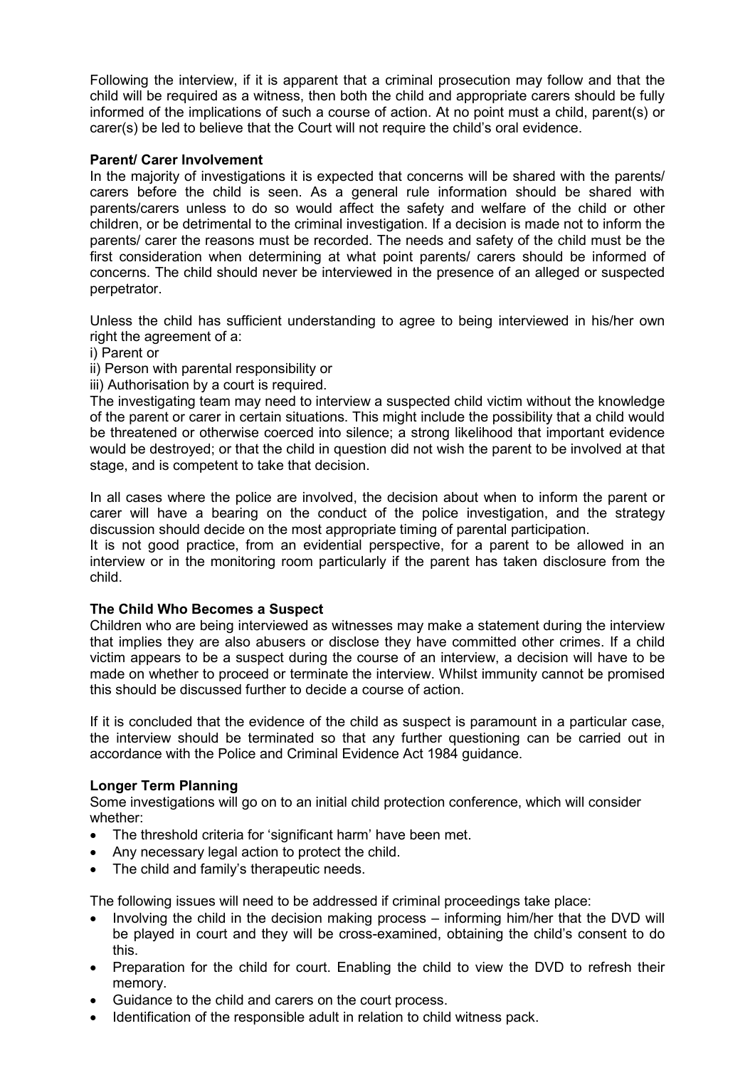Following the interview, if it is apparent that a criminal prosecution may follow and that the child will be required as a witness, then both the child and appropriate carers should be fully informed of the implications of such a course of action. At no point must a child, parent(s) or carer(s) be led to believe that the Court will not require the child's oral evidence.

**Parent/ Carer Involvement**

In the majority of investigations it is expected that concerns will be shared with the parents/ carers before the child is seen. As a general rule information should be shared with parents/carers unless to do so would affect the safety and welfare of the child or other children, or be detrimental to the criminal investigation. If a decision is made not to inform the parents/ carer the reasons must be recorded. The needs and safety of the child must be the first consideration when determining at what point parents/ carers should be informed of concerns. The child should never be interviewed in the presence of an alleged or suspected perpetrator.

Unless the child has sufficient understanding to agree to being interviewed in his/her own right the agreement of a:

i) Parent or
ii) Person with parental responsibility or
iii) Authorisation by a court is required.

The investigating team may need to interview a suspected child victim without the knowledge of the parent or carer in certain situations. This might include the possibility that a child would be threatened or otherwise coerced into silence; a strong likelihood that important evidence would be destroyed; or that the child in question did not wish the parent to be involved at that stage, and is competent to take that decision.

In all cases where the police are involved, the decision about when to inform the parent or carer will have a bearing on the conduct of the police investigation, and the strategy discussion should decide on the most appropriate timing of parental participation.

It is not good practice, from an evidential perspective, for a parent to be allowed in an interview or in the monitoring room particularly if the parent has taken disclosure from the child.

**The Child Who Becomes a Suspect**

Children who are being interviewed as witnesses may make a statement during the interview that implies they are also abusers or disclose they have committed other crimes. If a child victim appears to be a suspect during the course of an interview, a decision will have to be made on whether to proceed or terminate the interview. Whilst immunity cannot be promised this should be discussed further to decide a course of action.

If it is concluded that the evidence of the child as suspect is paramount in a particular case, the interview should be terminated so that any further questioning can be carried out in accordance with the Police and Criminal Evidence Act 1984 guidance.

**Longer Term Planning**

Some investigations will go on to an initial child protection conference, which will consider whether:

- The threshold criteria for 'significant harm' have been met.
- Any necessary legal action to protect the child.
- The child and family's therapeutic needs.

The following issues will need to be addressed if criminal proceedings take place:

- Involving the child in the decision making process – informing him/her that the DVD will be played in court and they will be cross-examined, obtaining the child's consent to do this.
- Preparation for the child for court. Enabling the child to view the DVD to refresh their memory.
- Guidance to the child and carers on the court process.
- Identification of the responsible adult in relation to child witness pack.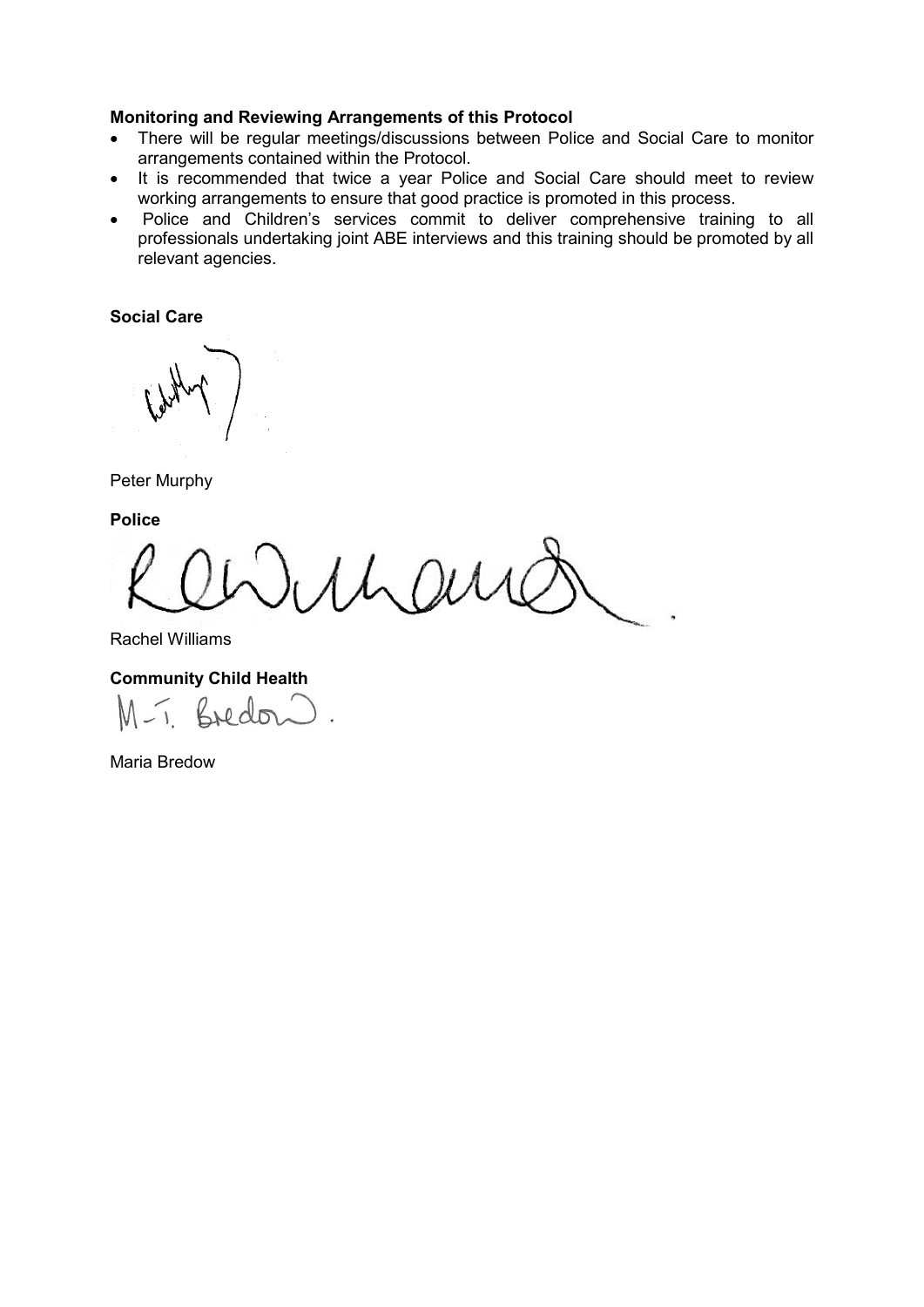**Monitoring and Reviewing Arrangements of this Protocol**

- There will be regular meetings/discussions between Police and Social Care to monitor arrangements contained within the Protocol.
- It is recommended that twice a year Police and Social Care should meet to review working arrangements to ensure that good practice is promoted in this process.
- Police and Children's services commit to deliver comprehensive training to all professionals undertaking joint ABE interviews and this training should be promoted by all relevant agencies.

**Social Care**

Peter Murphy

**Police**

Rachel Williams

**Community Child Health**

M-T. Bredow.

Maria Bredow